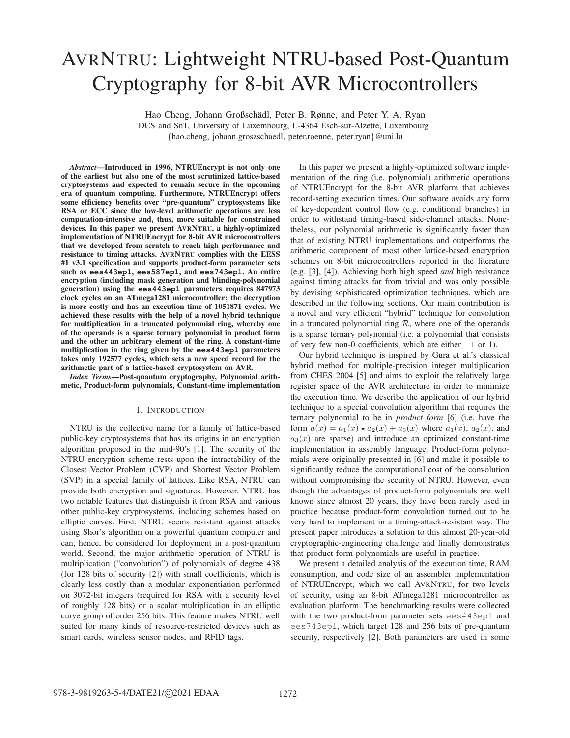# AvrNtru: Lightweight NTRU-based Post-Quantum Cryptography for 8-bit AVR Microcontrollers

Hao Cheng, Johann Großschädl, Peter B. Rønne, and Peter Y. A. Ryan

DCS and SnT, University of Luxembourg, L-4364 Esch-sur-Alzette, Luxembourg

{hao.cheng, johann.groszschaedl, peter.roenne, peter.ryan}@uni.lu

***Abstract*—Introduced in 1996, NTRUEncrypt is not only one of the earliest but also one of the most scrutinized lattice-based cryptosystems and expected to remain secure in the upcoming era of quantum computing. Furthermore, NTRUEncrypt offers some efficiency benefits over "pre-quantum" cryptosystems like RSA or ECC since the low-level arithmetic operations are less computation-intensive and, thus, more suitable for constrained devices. In this paper we present AvrNtru, a highly-optimized implementation of NTRUEncrypt for 8-bit AVR microcontrollers that we developed from scratch to reach high performance and resistance to timing attacks. AvrNtru complies with the EESS #1 v3.1 specification and supports product-form parameter sets such as `ees443ep1`, `ees587ep1`, and `ees743ep1`. An entire encryption (including mask generation and blinding-polynomial generation) using the `ees443ep1` parameters requires 847973 clock cycles on an ATmega1281 microcontroller; the decryption is more costly and has an execution time of 1051871 cycles. We achieved these results with the help of a novel hybrid technique for multiplication in a truncated polynomial ring, whereby one of the operands is a sparse ternary polynomial in product form and the other an arbitrary element of the ring. A constant-time multiplication in the ring given by the `ees443ep1` parameters takes only 192577 cycles, which sets a new speed record for the arithmetic part of a lattice-based cryptosystem on AVR.**

***Index Terms*—Post-quantum cryptography, Polynomial arithmetic, Product-form polynomials, Constant-time implementation**

## I. Introduction

NTRU is the collective name for a family of lattice-based public-key cryptosystems that has its origins in an encryption algorithm proposed in the mid-90's [1]. The security of the NTRU encryption scheme rests upon the intractability of the Closest Vector Problem (CVP) and Shortest Vector Problem (SVP) in a special family of lattices. Like RSA, NTRU can provide both encryption and signatures. However, NTRU has two notable features that distinguish it from RSA and various other public-key cryptosystems, including schemes based on elliptic curves. First, NTRU seems resistant against attacks using Shor's algorithm on a powerful quantum computer and can, hence, be considered for deployment in a post-quantum world. Second, the major arithmetic operation of NTRU is multiplication ("convolution") of polynomials of degree 438 (for 128 bits of security [2]) with small coefficients, which is clearly less costly than a modular exponentiation performed on 3072-bit integers (required for RSA with a security level of roughly 128 bits) or a scalar multiplication in an elliptic curve group of order 256 bits. This feature makes NTRU well suited for many kinds of resource-restricted devices such as smart cards, wireless sensor nodes, and RFID tags.

In this paper we present a highly-optimized software implementation of the ring (i.e. polynomial) arithmetic operations of NTRUEncrypt for the 8-bit AVR platform that achieves record-setting execution times. Our software avoids any form of key-dependent control flow (e.g. conditional branches) in order to withstand timing-based side-channel attacks. Nonetheless, our polynomial arithmetic is significantly faster than that of existing NTRU implementations and outperforms the arithmetic component of most other lattice-based encryption schemes on 8-bit microcontrollers reported in the literature (e.g. [3], [4]). Achieving both high speed *and* high resistance against timing attacks far from trivial and was only possible by devising sophisticated optimization techniques, which are described in the following sections. Our main contribution is a novel and very efficient "hybrid" technique for convolution in a truncated polynomial ring $\mathcal{R}$, where one of the operands is a sparse ternary polynomial (i.e. a polynomial that consists of very few non-0 coefficients, which are either $-1$ or 1).

Our hybrid technique is inspired by Gura et al.'s classical hybrid method for multiple-precision integer multiplication from CHES 2004 [5] and aims to exploit the relatively large register space of the AVR architecture in order to minimize the execution time. We describe the application of our hybrid technique to a special convolution algorithm that requires the ternary polynomial to be in *product form* [6] (i.e. have the form $a(x) = a_1(x) \star a_2(x) + a_3(x)$ where $a_1(x)$, $a_2(x)$, and $a_3(x)$ are sparse) and introduce an optimized constant-time implementation in assembly language. Product-form polynomials were originally presented in [6] and make it possible to significantly reduce the computational cost of the convolution without compromising the security of NTRU. However, even though the advantages of product-form polynomials are well known since almost 20 years, they have been rarely used in practice because product-form convolution turned out to be very hard to implement in a timing-attack-resistant way. The present paper introduces a solution to this almost 20-year-old cryptographic-engineering challenge and finally demonstrates that product-form polynomials are useful in practice.

We present a detailed analysis of the execution time, RAM consumption, and code size of an assembler implementation of NTRUEncrypt, which we call AvrNtru, for two levels of security, using an 8-bit ATmega1281 microcontroller as evaluation platform. The benchmarking results were collected with the two product-form parameter sets `ees443ep1` and `ees743ep1`, which target 128 and 256 bits of pre-quantum security, respectively [2]. Both parameters are used in some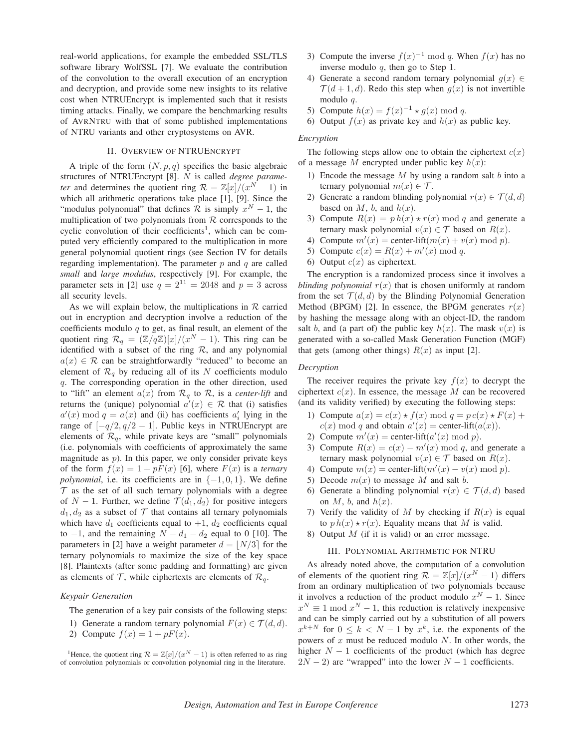real-world applications, for example the embedded SSL/TLS software library WolfSSL [7]. We evaluate the contribution of the convolution to the overall execution of an encryption and decryption, and provide some new insights to its relative cost when NTRUEncrypt is implemented such that it resists timing attacks. Finally, we compare the benchmarking results of AVRNTRU with that of some published implementations of NTRU variants and other cryptosystems on AVR.

## II. Overview of NTRUEncrypt

A triple of the form $(N, p, q)$ specifies the basic algebraic structures of NTRUEncrypt [8]. $N$ is called *degree parameter* and determines the quotient ring $\mathcal{R} = \mathbb{Z}[x]/(x^N - 1)$ in which all arithmetic operations take place [1], [9]. Since the "modulus polynomial" that defines $\mathcal{R}$ is simply $x^N - 1$, the multiplication of two polynomials from $\mathcal{R}$ corresponds to the cyclic convolution of their coefficients[1], which can be computed very efficiently compared to the multiplication in more general polynomial quotient rings (see Section IV for details regarding implementation). The parameter $p$ and $q$ are called *small* and *large modulus*, respectively [9]. For example, the parameter sets in [2] use $q = 2^{11} = 2048$ and $p = 3$ across all security levels.

As we will explain below, the multiplications in $\mathcal{R}$ carried out in encryption and decryption involve a reduction of the coefficients modulo $q$ to get, as final result, an element of the quotient ring $\mathcal{R}_q = (\mathbb{Z}/q\mathbb{Z})[x]/(x^N - 1)$. This ring can be identified with a subset of the ring $\mathcal{R}$, and any polynomial $a(x) \in \mathcal{R}$ can be straightforwardly "reduced" to become an element of $\mathcal{R}_q$ by reducing all of its $N$ coefficients modulo $q$. The corresponding operation in the other direction, used to "lift" an element $a(x)$ from $\mathcal{R}_q$ to $\mathcal{R}$, is a *center-lift* and returns the (unique) polynomial $a'(x) \in \mathcal{R}$ that (i) satisfies $a'(x) \bmod q = a(x)$ and (ii) has coefficients $a'_i$ lying in the range of $[-q/2, q/2 - 1]$. Public keys in NTRUEncrypt are elements of $\mathcal{R}_q$, while private keys are "small" polynomials (i.e. polynomials with coefficients of approximately the same magnitude as $p$). In this paper, we only consider private keys of the form $f(x) = 1 + pF(x)$ [6], where $F(x)$ is a *ternary polynomial*, i.e. its coefficients are in $\{-1, 0, 1\}$. We define $\mathcal{T}$ as the set of all such ternary polynomials with a degree of $N - 1$. Further, we define $\mathcal{T}(d_1, d_2)$ for positive integers $d_1, d_2$ as a subset of $\mathcal{T}$ that contains all ternary polynomials which have $d_1$ coefficients equal to $+1$, $d_2$ coefficients equal to $-1$, and the remaining $N - d_1 - d_2$ equal to 0 [10]. The parameters in [2] have a weight parameter $d = \lfloor N/3 \rfloor$ for the ternary polynomials to maximize the size of the key space [8]. Plaintexts (after some padding and formatting) are given as elements of $\mathcal{T}$, while ciphertexts are elements of $\mathcal{R}_q$.

### *Keypair Generation*

The generation of a key pair consists of the following steps:

1) Generate a random ternary polynomial $F(x) \in \mathcal{T}(d, d)$.
2) Compute $f(x) = 1 + pF(x)$.
3) Compute the inverse $f(x)^{-1} \bmod q$. When $f(x)$ has no inverse modulo $q$, then go to Step 1.
4) Generate a second random ternary polynomial $g(x) \in \mathcal{T}(d + 1, d)$. Redo this step when $g(x)$ is not invertible modulo $q$.
5) Compute $h(x) = f(x)^{-1} \star g(x) \bmod q$.
6) Output $f(x)$ as private key and $h(x)$ as public key.

[1]Hence, the quotient ring $\mathcal{R} = \mathbb{Z}[x]/(x^N - 1)$ is often referred to as ring of convolution polynomials or convolution polynomial ring in the literature.

### *Encryption*

The following steps allow one to obtain the ciphertext $c(x)$ of a message $M$ encrypted under public key $h(x)$:

1) Encode the message $M$ by using a random salt $b$ into a ternary polynomial $m(x) \in \mathcal{T}$.
2) Generate a random blinding polynomial $r(x) \in \mathcal{T}(d, d)$ based on $M$, $b$, and $h(x)$.
3) Compute $R(x) = p\,h(x) \star r(x) \bmod q$ and generate a ternary mask polynomial $v(x) \in \mathcal{T}$ based on $R(x)$.
4) Compute $m'(x) = \text{center-lift}(m(x) + v(x) \bmod p)$.
5) Compute $c(x) = R(x) + m'(x) \bmod q$.
6) Output $c(x)$ as ciphertext.

The encryption is a randomized process since it involves a *blinding polynomial* $r(x)$ that is chosen uniformly at random from the set $\mathcal{T}(d, d)$ by the Blinding Polynomial Generation Method (BPGM) [2]. In essence, the BPGM generates $r(x)$ by hashing the message along with an object-ID, the random salt $b$, and (a part of) the public key $h(x)$. The mask $v(x)$ is generated with a so-called Mask Generation Function (MGF) that gets (among other things) $R(x)$ as input [2].

### *Decryption*

The receiver requires the private key $f(x)$ to decrypt the ciphertext $c(x)$. In essence, the message $M$ can be recovered (and its validity verified) by executing the following steps:

1) Compute $a(x) = c(x) \star f(x) \bmod q = p\,c(x) \star F(x) + c(x) \bmod q$ and obtain $a'(x) = \text{center-lift}(a(x))$.
2) Compute $m'(x) = \text{center-lift}(a'(x) \bmod p)$.
3) Compute $R(x) = c(x) - m'(x) \bmod q$, and generate a ternary mask polynomial $v(x) \in \mathcal{T}$ based on $R(x)$.
4) Compute $m(x) = \text{center-lift}(m'(x) - v(x) \bmod p)$.
5) Decode $m(x)$ to message $M$ and salt $b$.
6) Generate a blinding polynomial $r(x) \in \mathcal{T}(d, d)$ based on $M$, $b$, and $h(x)$.
7) Verify the validity of $M$ by checking if $R(x)$ is equal to $p\,h(x) \star r(x)$. Equality means that $M$ is valid.
8) Output $M$ (if it is valid) or an error message.

## III. Polynomial Arithmetic for NTRU

As already noted above, the computation of a convolution of elements of the quotient ring $\mathcal{R} = \mathbb{Z}[x]/(x^N - 1)$ differs from an ordinary multiplication of two polynomials because it involves a reduction of the product modulo $x^N - 1$. Since $x^N \equiv 1 \bmod x^N - 1$, this reduction is relatively inexpensive and can be simply carried out by a substitution of all powers $x^{k+N}$ for $0 \leq k < N - 1$ by $x^k$, i.e. the exponents of the powers of $x$ must be reduced modulo $N$. In other words, the higher $N - 1$ coefficients of the product (which has degree $2N - 2$) are "wrapped" into the lower $N - 1$ coefficients.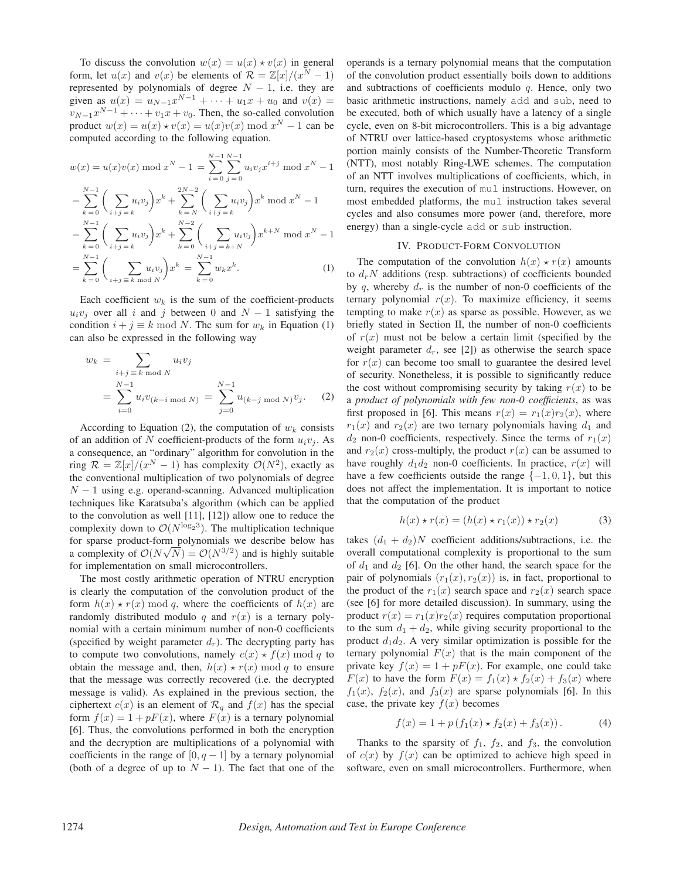To discuss the convolution $w(x) = u(x) \star v(x)$ in general form, let $u(x)$ and $v(x)$ be elements of $\mathcal{R} = \mathbb{Z}[x]/(x^N - 1)$ represented by polynomials of degree $N-1$, i.e. they are given as $u(x) = u_{N-1}x^{N-1} + \cdots + u_1 x + u_0$ and $v(x) = v_{N-1}x^{N-1} + \cdots + v_1 x + v_0$. Then, the so-called convolution product $w(x) = u(x) \star v(x) = u(x)v(x) \bmod x^N - 1$ can be computed according to the following equation.

$$
\begin{aligned}
w(x) &= u(x)v(x) \bmod x^N - 1 = \sum_{i=0}^{N-1}\sum_{j=0}^{N-1} u_i v_j x^{i+j} \bmod x^N - 1 \\
&= \sum_{k=0}^{N-1}\Bigg(\sum_{i+j=k} u_i v_j\Bigg)x^k + \sum_{k=N}^{2N-2}\Bigg(\sum_{i+j=k} u_i v_j\Bigg)x^k \bmod x^N - 1 \\
&= \sum_{k=0}^{N-1}\Bigg(\sum_{i+j=k} u_i v_j\Bigg)x^k + \sum_{k=0}^{N-2}\Bigg(\sum_{i+j=k+N} u_i v_j\Bigg)x^{k+N} \bmod x^N - 1 \\
&= \sum_{k=0}^{N-1}\Bigg(\sum_{i+j \equiv k \bmod N} u_i v_j\Bigg)x^k = \sum_{k=0}^{N-1} w_k x^k. \qquad (1)
\end{aligned}
$$

Each coefficient $w_k$ is the sum of the coefficient-products $u_i v_j$ over all $i$ and $j$ between $0$ and $N-1$ satisfying the condition $i + j \equiv k \bmod N$. The sum for $w_k$ in Equation (1) can also be expressed in the following way

$$
\begin{aligned}
w_k &= \sum_{i+j \equiv k \bmod N} u_i v_j \\
&= \sum_{i=0}^{N-1} u_i v_{(k-i \bmod N)} = \sum_{j=0}^{N-1} u_{(k-j \bmod N)} v_j. \qquad (2)
\end{aligned}
$$

According to Equation (2), the computation of $w_k$ consists of an addition of $N$ coefficient-products of the form $u_i v_j$. As a consequence, an "ordinary" algorithm for convolution in the ring $\mathcal{R} = \mathbb{Z}[x]/(x^N - 1)$ has complexity $\mathcal{O}(N^2)$, exactly as the conventional multiplication of two polynomials of degree $N-1$ using e.g. operand-scanning. Advanced multiplication techniques like Karatsuba's algorithm (which can be applied to the convolution as well [11], [12]) allow one to reduce the complexity down to $\mathcal{O}(N^{\log_2 3})$. The multiplication technique for sparse product-form polynomials we describe below has a complexity of $\mathcal{O}(N\sqrt{N}) = \mathcal{O}(N^{3/2})$ and is highly suitable for implementation on small microcontrollers.

The most costly arithmetic operation of NTRU encryption is clearly the computation of the convolution product of the form $h(x) \star r(x) \bmod q$, where the coefficients of $h(x)$ are randomly distributed modulo $q$ and $r(x)$ is a ternary polynomial with a certain minimum number of non-0 coefficients (specified by weight parameter $d_r$). The decrypting party has to compute two convolutions, namely $c(x) \star f(x) \bmod q$ to obtain the message and, then, $h(x) \star r(x) \bmod q$ to ensure that the message was correctly recovered (i.e. the decrypted message is valid). As explained in the previous section, the ciphertext $c(x)$ is an element of $\mathcal{R}_q$ and $f(x)$ has the special form $f(x) = 1 + pF(x)$, where $F(x)$ is a ternary polynomial [6]. Thus, the convolutions performed in both the encryption and the decryption are multiplications of a polynomial with coefficients in the range of $[0, q-1]$ by a ternary polynomial (both of a degree of up to $N-1$). The fact that one of the operands is a ternary polynomial means that the computation of the convolution product essentially boils down to additions and subtractions of coefficients modulo $q$. Hence, only two basic arithmetic instructions, namely `add` and `sub`, need to be executed, both of which usually have a latency of a single cycle, even on 8-bit microcontrollers. This is a big advantage of NTRU over lattice-based cryptosystems whose arithmetic portion mainly consists of the Number-Theoretic Transform (NTT), most notably Ring-LWE schemes. The computation of an NTT involves multiplications of coefficients, which, in turn, requires the execution of `mul` instructions. However, on most embedded platforms, the `mul` instruction takes several cycles and also consumes more power (and, therefore, more energy) than a single-cycle `add` or `sub` instruction.

## IV. Product-Form Convolution

The computation of the convolution $h(x) \star r(x)$ amounts to $d_r N$ additions (resp. subtractions) of coefficients bounded by $q$, whereby $d_r$ is the number of non-0 coefficients of the ternary polynomial $r(x)$. To maximize efficiency, it seems tempting to make $r(x)$ as sparse as possible. However, as we briefly stated in Section II, the number of non-0 coefficients of $r(x)$ must not be below a certain limit (specified by the weight parameter $d_r$, see [2]) as otherwise the search space for $r(x)$ can become too small to guarantee the desired level of security. Nonetheless, it is possible to significantly reduce the cost without compromising security by taking $r(x)$ to be a *product of polynomials with few non-0 coefficients*, as was first proposed in [6]. This means $r(x) = r_1(x)r_2(x)$, where $r_1(x)$ and $r_2(x)$ are two ternary polynomials having $d_1$ and $d_2$ non-0 coefficients, respectively. Since the terms of $r_1(x)$ and $r_2(x)$ cross-multiply, the product $r(x)$ can be assumed to have roughly $d_1 d_2$ non-0 coefficients. In practice, $r(x)$ will have a few coefficients outside the range $\{-1, 0, 1\}$, but this does not affect the implementation. It is important to notice that the computation of the product

$$
h(x) \star r(x) = (h(x) \star r_1(x)) \star r_2(x) \qquad (3)
$$

takes $(d_1 + d_2)N$ coefficient additions/subtractions, i.e. the overall computational complexity is proportional to the sum of $d_1$ and $d_2$ [6]. On the other hand, the search space for the pair of polynomials $(r_1(x), r_2(x))$ is, in fact, proportional to the product of the $r_1(x)$ search space and $r_2(x)$ search space (see [6] for more detailed discussion). In summary, using the product $r(x) = r_1(x)r_2(x)$ requires computation proportional to the sum $d_1 + d_2$, while giving security proportional to the product $d_1 d_2$. A very similar optimization is possible for the ternary polynomial $F(x)$ that is the main component of the private key $f(x) = 1 + pF(x)$. For example, one could take $F(x)$ to have the form $F(x) = f_1(x) \star f_2(x) + f_3(x)$ where $f_1(x)$, $f_2(x)$, and $f_3(x)$ are sparse polynomials [6]. In this case, the private key $f(x)$ becomes

$$
f(x) = 1 + p\,(f_1(x) \star f_2(x) + f_3(x)). \qquad (4)
$$

Thanks to the sparsity of $f_1$, $f_2$, and $f_3$, the convolution of $c(x)$ by $f(x)$ can be optimized to achieve high speed in software, even on small microcontrollers. Furthermore, when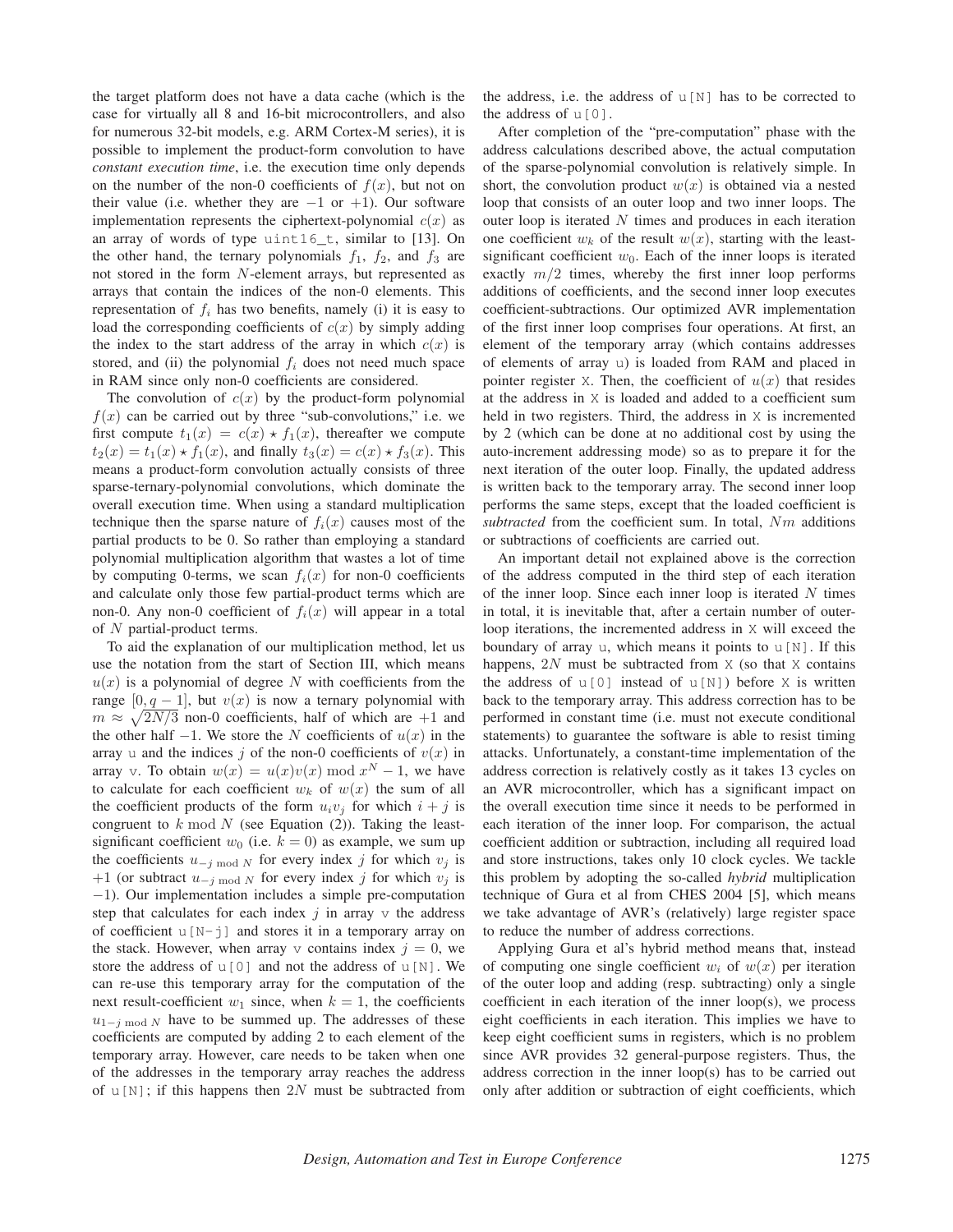the target platform does not have a data cache (which is the case for virtually all 8 and 16-bit microcontrollers, and also for numerous 32-bit models, e.g. ARM Cortex-M series), it is possible to implement the product-form convolution to have *constant execution time*, i.e. the execution time only depends on the number of the non-0 coefficients of $f(x)$, but not on their value (i.e. whether they are $-1$ or $+1$). Our software implementation represents the ciphertext-polynomial $c(x)$ as an array of words of type `uint16_t`, similar to [13]. On the other hand, the ternary polynomials $f_1$, $f_2$, and $f_3$ are not stored in the form $N$-element arrays, but represented as arrays that contain the indices of the non-0 elements. This representation of $f_i$ has two benefits, namely (i) it is easy to load the corresponding coefficients of $c(x)$ by simply adding the index to the start address of the array in which $c(x)$ is stored, and (ii) the polynomial $f_i$ does not need much space in RAM since only non-0 coefficients are considered.

The convolution of $c(x)$ by the product-form polynomial $f(x)$ can be carried out by three "sub-convolutions," i.e. we first compute $t_1(x) = c(x) \star f_1(x)$, thereafter we compute $t_2(x) = t_1(x) \star f_1(x)$, and finally $t_3(x) = c(x) \star f_3(x)$. This means a product-form convolution actually consists of three sparse-ternary-polynomial convolutions, which dominate the overall execution time. When using a standard multiplication technique then the sparse nature of $f_i(x)$ causes most of the partial products to be 0. So rather than employing a standard polynomial multiplication algorithm that wastes a lot of time by computing 0-terms, we scan $f_i(x)$ for non-0 coefficients and calculate only those few partial-product terms which are non-0. Any non-0 coefficient of $f_i(x)$ will appear in a total of $N$ partial-product terms.

To aid the explanation of our multiplication method, let us use the notation from the start of Section III, which means $u(x)$ is a polynomial of degree $N$ with coefficients from the range $[0, q-1]$, but $v(x)$ is now a ternary polynomial with $m \approx \sqrt{2N/3}$ non-0 coefficients, half of which are $+1$ and the other half $-1$. We store the $N$ coefficients of $u(x)$ in the array `u` and the indices $j$ of the non-0 coefficients of $v(x)$ in array `v`. To obtain $w(x) = u(x)v(x) \bmod x^N - 1$, we have to calculate for each coefficient $w_k$ of $w(x)$ the sum of all the coefficient products of the form $u_i v_j$ for which $i + j$ is congruent to $k \bmod N$ (see Equation (2)). Taking the least-significant coefficient $w_0$ (i.e. $k = 0$) as example, we sum up the coefficients $u_{-j \bmod N}$ for every index $j$ for which $v_j$ is $+1$ (or subtract $u_{-j \bmod N}$ for every index $j$ for which $v_j$ is $-1$). Our implementation includes a simple pre-computation step that calculates for each index $j$ in array `v` the address of coefficient `u[N-j]` and stores it in a temporary array on the stack. However, when array `v` contains index $j = 0$, we store the address of `u[0]` and not the address of `u[N]`. We can re-use this temporary array for the computation of the next result-coefficient $w_1$ since, when $k = 1$, the coefficients $u_{1-j \bmod N}$ have to be summed up. The addresses of these coefficients are computed by adding 2 to each element of the temporary array. However, care needs to be taken when one of the addresses in the temporary array reaches the address of `u[N]`; if this happens then $2N$ must be subtracted from the address, i.e. the address of `u[N]` has to be corrected to the address of `u[0]`.

After completion of the "pre-computation" phase with the address calculations described above, the actual computation of the sparse-polynomial convolution is relatively simple. In short, the convolution product $w(x)$ is obtained via a nested loop that consists of an outer loop and two inner loops. The outer loop is iterated $N$ times and produces in each iteration one coefficient $w_k$ of the result $w(x)$, starting with the least-significant coefficient $w_0$. Each of the inner loops is iterated exactly $m/2$ times, whereby the first inner loop performs additions of coefficients, and the second inner loop executes coefficient-subtractions. Our optimized AVR implementation of the first inner loop comprises four operations. At first, an element of the temporary array (which contains addresses of elements of array `u`) is loaded from RAM and placed in pointer register `X`. Then, the coefficient of $u(x)$ that resides at the address in `X` is loaded and added to a coefficient sum held in two registers. Third, the address in `X` is incremented by 2 (which can be done at no additional cost by using the auto-increment addressing mode) so as to prepare it for the next iteration of the outer loop. Finally, the updated address is written back to the temporary array. The second inner loop performs the same steps, except that the loaded coefficient is *subtracted* from the coefficient sum. In total, $Nm$ additions or subtractions of coefficients are carried out.

An important detail not explained above is the correction of the address computed in the third step of each iteration of the inner loop. Since each inner loop is iterated $N$ times in total, it is inevitable that, after a certain number of outer-loop iterations, the incremented address in `X` will exceed the boundary of array `u`, which means it points to `u[N]`. If this happens, $2N$ must be subtracted from `X` (so that `X` contains the address of `u[0]` instead of `u[N]`) before `X` is written back to the temporary array. This address correction has to be performed in constant time (i.e. must not execute conditional statements) to guarantee the software is able to resist timing attacks. Unfortunately, a constant-time implementation of the address correction is relatively costly as it takes 13 cycles on an AVR microcontroller, which has a significant impact on the overall execution time since it needs to be performed in each iteration of the inner loop. For comparison, the actual coefficient addition or subtraction, including all required load and store instructions, takes only 10 clock cycles. We tackle this problem by adopting the so-called *hybrid* multiplication technique of Gura et al from CHES 2004 [5], which means we take advantage of AVR's (relatively) large register space to reduce the number of address corrections.

Applying Gura et al's hybrid method means that, instead of computing one single coefficient $w_i$ of $w(x)$ per iteration of the outer loop and adding (resp. subtracting) only a single coefficient in each iteration of the inner loop(s), we process eight coefficients in each iteration. This implies we have to keep eight coefficient sums in registers, which is no problem since AVR provides 32 general-purpose registers. Thus, the address correction in the inner loop(s) has to be carried out only after addition or subtraction of eight coefficients, which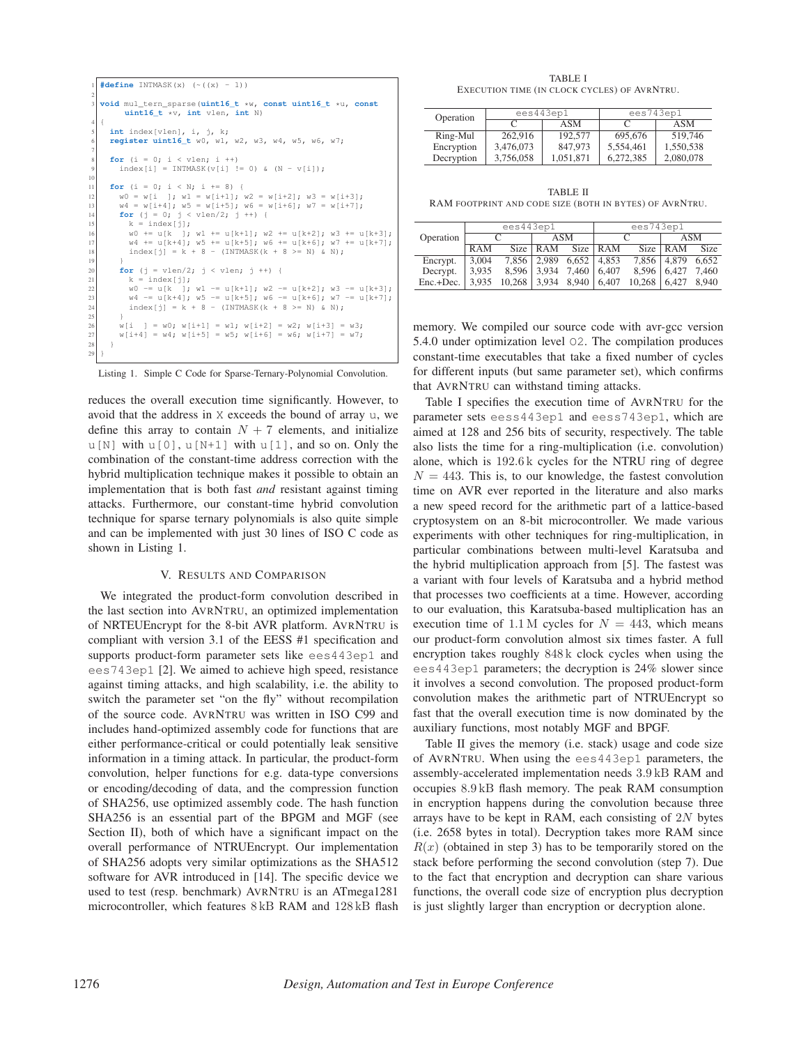```c
#define INTMASK(x) (~((x) - 1))

void mul_tern_sparse(uint16_t *w, const uint16_t *u, const
     uint16_t *v, int vlen, int N)
{
  int index[vlen], i, j, k;
  register uint16_t w0, w1, w2, w3, w4, w5, w6, w7;

  for (i = 0; i < vlen; i ++)
    index[i] = INTMASK(v[i] != 0) & (N - v[i]);

  for (i = 0; i < N; i += 8) {
    w0 = w[i  ]; w1 = w[i+1]; w2 = w[i+2]; w3 = w[i+3];
    w4 = w[i+4]; w5 = w[i+5]; w6 = w[i+6]; w7 = w[i+7];
    for (j = 0; j < vlen/2; j ++) {
      k = index[j];
      w0 += u[k  ]; w1 += u[k+1]; w2 += u[k+2]; w3 += u[k+3];
      w4 += u[k+4]; w5 += u[k+5]; w6 += u[k+6]; w7 += u[k+7];
      index[j] = k + 8 - (INTMASK(k + 8 >= N) & N);
    }
    for (j = vlen/2; j < vlen; j ++) {
      k = index[j];
      w0 -= u[k  ]; w1 -= u[k+1]; w2 -= u[k+2]; w3 -= u[k+3];
      w4 -= u[k+4]; w5 -= u[k+5]; w6 -= u[k+6]; w7 -= u[k+7];
      index[j] = k + 8 - (INTMASK(k + 8 >= N) & N);
    }
    w[i  ] = w0; w[i+1] = w1; w[i+2] = w2; w[i+3] = w3;
    w[i+4] = w4; w[i+5] = w5; w[i+6] = w6; w[i+7] = w7;
  }
}
```

Listing 1. Simple C Code for Sparse-Ternary-Polynomial Convolution.

reduces the overall execution time significantly. However, to avoid that the address in X exceeds the bound of array u, we define this array to contain $N + 7$ elements, and initialize u[N] with u[0], u[N+1] with u[1], and so on. Only the combination of the constant-time address correction with the hybrid multiplication technique makes it possible to obtain an implementation that is both fast *and* resistant against timing attacks. Furthermore, our constant-time hybrid convolution technique for sparse ternary polynomials is also quite simple and can be implemented with just 30 lines of ISO C code as shown in Listing 1.

## V. Results and Comparison

We integrated the product-form convolution described in the last section into AVRNTRU, an optimized implementation of NRTEUEncrypt for the 8-bit AVR platform. AVRNTRU is compliant with version 3.1 of the EESS #1 specification and supports product-form parameter sets like ees443ep1 and ees743ep1 [2]. We aimed to achieve high speed, resistance against timing attacks, and high scalability, i.e. the ability to switch the parameter set "on the fly" without recompilation of the source code. AVRNTRU was written in ISO C99 and includes hand-optimized assembly code for functions that are either performance-critical or could potentially leak sensitive information in a timing attack. In particular, the product-form convolution, helper functions for e.g. data-type conversions or encoding/decoding of data, and the compression function of SHA256, use optimized assembly code. The hash function SHA256 is an essential part of the BPGM and MGF (see Section II), both of which have a significant impact on the overall performance of NTRUEncrypt. Our implementation of SHA256 adopts very similar optimizations as the SHA512 software for AVR introduced in [14]. The specific device we used to test (resp. benchmark) AVRNTRU is an ATmega1281 microcontroller, which features 8 kB RAM and 128 kB flash memory. We compiled our source code with avr-gcc version 5.4.0 under optimization level O2. The compilation produces constant-time executables that take a fixed number of cycles for different inputs (but same parameter set), which confirms that AVRNTRU can withstand timing attacks.

TABLE I
Execution time (in clock cycles) of AVRNTRU.

| Operation | ees443ep1 | | ees743ep1 | |
|---|---|---|---|---|
| | C | ASM | C | ASM |
| Ring-Mul | 262,916 | 192,577 | 695,676 | 519,746 |
| Encryption | 3,476,073 | 847,973 | 5,554,461 | 1,550,538 |
| Decryption | 3,756,058 | 1,051,871 | 6,272,385 | 2,080,078 |

TABLE II
RAM footprint and code size (both in bytes) of AVRNTRU.

| Operation | ees443ep1 | | | | ees743ep1 | | | |
|---|---|---|---|---|---|---|---|---|
| | C | | ASM | | C | | ASM | |
| | RAM | Size | RAM | Size | RAM | Size | RAM | Size |
| Encrypt. | 3,004 | 7,856 | 2,989 | 6,652 | 4,853 | 7,856 | 4,879 | 6,652 |
| Decrypt. | 3,935 | 8,596 | 3,934 | 7,460 | 6,407 | 8,596 | 6,427 | 7,460 |
| Enc.+Dec. | 3,935 | 10,268 | 3,934 | 8,940 | 6,407 | 10,268 | 6,427 | 8,940 |

Table I specifies the execution time of AVRNTRU for the parameter sets eess443ep1 and eess743ep1, which are aimed at 128 and 256 bits of security, respectively. The table also lists the time for a ring-multiplication (i.e. convolution) alone, which is 192.6 k cycles for the NTRU ring of degree $N = 443$. This is, to our knowledge, the fastest convolution time on AVR ever reported in the literature and also marks a new speed record for the arithmetic part of a lattice-based cryptosystem on an 8-bit microcontroller. We made various experiments with other techniques for ring-multiplication, in particular combinations between multi-level Karatsuba and the hybrid multiplication approach from [5]. The fastest was a variant with four levels of Karatsuba and a hybrid method that processes two coefficients at a time. However, according to our evaluation, this Karatsuba-based multiplication has an execution time of 1.1 M cycles for $N = 443$, which means our product-form convolution almost six times faster. A full encryption takes roughly 848 k clock cycles when using the ees443ep1 parameters; the decryption is 24% slower since it involves a second convolution. The proposed product-form convolution makes the arithmetic part of NTRUEncrypt so fast that the overall execution time is now dominated by the auxiliary functions, most notably MGF and BPGF.

Table II gives the memory (i.e. stack) usage and code size of AVRNTRU. When using the ees443ep1 parameters, the assembly-accelerated implementation needs 3.9 kB RAM and occupies 8.9 kB flash memory. The peak RAM consumption in encryption happens during the convolution because three arrays have to be kept in RAM, each consisting of $2N$ bytes (i.e. 2658 bytes in total). Decryption takes more RAM since $R(x)$ (obtained in step 3) has to be temporarily stored on the stack before performing the second convolution (step 7). Due to the fact that encryption and decryption can share various functions, the overall code size of encryption plus decryption is just slightly larger than encryption or decryption alone.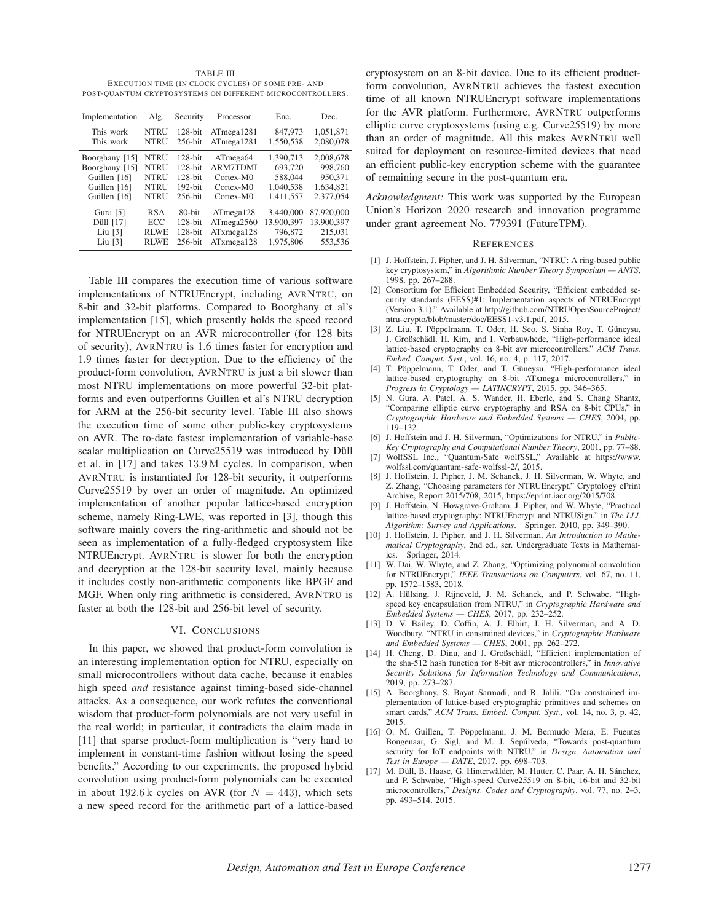TABLE III
EXECUTION TIME (IN CLOCK CYCLES) OF SOME PRE- AND POST-QUANTUM CRYPTOSYSTEMS ON DIFFERENT MICROCONTROLLERS.

| Implementation | Alg. | Security | Processor | Enc. | Dec. |
|---|---|---|---|---|---|
| This work | NTRU | 128-bit | ATmega1281 | 847,973 | 1,051,871 |
| This work | NTRU | 256-bit | ATmega1281 | 1,550,538 | 2,080,078 |
| Boorghany [15] | NTRU | 128-bit | ATmega64 | 1,390,713 | 2,008,678 |
| Boorghany [15] | NTRU | 128-bit | ARM7TDMI | 693,720 | 998,760 |
| Guillen [16] | NTRU | 128-bit | Cortex-M0 | 588,044 | 950,371 |
| Guillen [16] | NTRU | 192-bit | Cortex-M0 | 1,040,538 | 1,634,821 |
| Guillen [16] | NTRU | 256-bit | Cortex-M0 | 1,411,557 | 2,377,054 |
| Gura [5] | RSA | 80-bit | ATmega128 | 3,440,000 | 87,920,000 |
| Düll [17] | ECC | 128-bit | ATmega2560 | 13,900,397 | 13,900,397 |
| Liu [3] | RLWE | 128-bit | ATxmega128 | 796,872 | 215,031 |
| Liu [3] | RLWE | 256-bit | ATxmega128 | 1,975,806 | 553,536 |

Table III compares the execution time of various software implementations of NTRUEncrypt, including AVRNTRU, on 8-bit and 32-bit platforms. Compared to Boorghany et al's implementation [15], which presently holds the speed record for NTRUEncrypt on an AVR microcontroller (for 128 bits of security), AVRNTRU is 1.6 times faster for encryption and 1.9 times faster for decryption. Due to the efficiency of the product-form convolution, AVRNTRU is just a bit slower than most NTRU implementations on more powerful 32-bit platforms and even outperforms Guillen et al's NTRU decryption for ARM at the 256-bit security level. Table III also shows the execution time of some other public-key cryptosystems on AVR. The to-date fastest implementation of variable-base scalar multiplication on Curve25519 was introduced by Düll et al. in [17] and takes $13.9\,\text{M}$ cycles. In comparison, when AVRNTRU is instantiated for 128-bit security, it outperforms Curve25519 by over an order of magnitude. An optimized implementation of another popular lattice-based encryption scheme, namely Ring-LWE, was reported in [3], though this software mainly covers the ring-arithmetic and should not be seen as implementation of a fully-fledged cryptosystem like NTRUEncrypt. AVRNTRU is slower for both the encryption and decryption at the 128-bit security level, mainly because it includes costly non-arithmetic components like BPGF and MGF. When only ring arithmetic is considered, AVRNTRU is faster at both the 128-bit and 256-bit level of security.

## VI. Conclusions

In this paper, we showed that product-form convolution is an interesting implementation option for NTRU, especially on small microcontrollers without data cache, because it enables high speed *and* resistance against timing-based side-channel attacks. As a consequence, our work refutes the conventional wisdom that product-form polynomials are not very useful in the real world; in particular, it contradicts the claim made in [11] that sparse product-form multiplication is "very hard to implement in constant-time fashion without losing the speed benefits." According to our experiments, the proposed hybrid convolution using product-form polynomials can be executed in about $192.6\,\text{k}$ cycles on AVR (for $N = 443$), which sets a new speed record for the arithmetic part of a lattice-based cryptosystem on an 8-bit device. Due to its efficient product-form convolution, AVRNTRU achieves the fastest execution time of all known NTRUEncrypt software implementations for the AVR platform. Furthermore, AVRNTRU outperforms elliptic curve cryptosystems (using e.g. Curve25519) by more than an order of magnitude. All this makes AVRNTRU well suited for deployment on resource-limited devices that need an efficient public-key encryption scheme with the guarantee of remaining secure in the post-quantum era.

*Acknowledgment:* This work was supported by the European Union's Horizon 2020 research and innovation programme under grant agreement No. 779391 (FutureTPM).

## References

[1] J. Hoffstein, J. Pipher, and J. H. Silverman, "NTRU: A ring-based public key cryptosystem," in *Algorithmic Number Theory Symposium — ANTS*, 1998, pp. 267–288.

[2] Consortium for Efficient Embedded Security, "Efficient embedded security standards (EESS)#1: Implementation aspects of NTRUEncrypt (Version 3.1)," Available at http://github.com/NTRUOpenSourceProject/ntru-crypto/blob/master/doc/EESS1-v3.1.pdf, 2015.

[3] Z. Liu, T. Pöppelmann, T. Oder, H. Seo, S. Sinha Roy, T. Güneysu, J. Großschädl, H. Kim, and I. Verbauwhede, "High-performance ideal lattice-based cryptography on 8-bit avr microcontrollers," *ACM Trans. Embed. Comput. Syst.*, vol. 16, no. 4, p. 117, 2017.

[4] T. Pöppelmann, T. Oder, and T. Güneysu, "High-performance ideal lattice-based cryptography on 8-bit ATxmega microcontrollers," in *Progress in Cryptology — LATINCRYPT*, 2015, pp. 346–365.

[5] N. Gura, A. Patel, A. S. Wander, H. Eberle, and S. Chang Shantz, "Comparing elliptic curve cryptography and RSA on 8-bit CPUs," in *Cryptographic Hardware and Embedded Systems — CHES*, 2004, pp. 119–132.

[6] J. Hoffstein and J. H. Silverman, "Optimizations for NTRU," in *Public-Key Cryptography and Computational Number Theory*, 2001, pp. 77–88.

[7] WolfSSL Inc., "Quantum-Safe wolfSSL," Available at https://www.wolfssl.com/quantum-safe-wolfssl-2/, 2015.

[8] J. Hoffstein, J. Pipher, J. M. Schanck, J. H. Silverman, W. Whyte, and Z. Zhang, "Choosing parameters for NTRUEncrypt," Cryptology ePrint Archive, Report 2015/708, 2015, https://eprint.iacr.org/2015/708.

[9] J. Hoffstein, N. Howgrave-Graham, J. Pipher, and W. Whyte, "Practical lattice-based cryptography: NTRUEncrypt and NTRUSign," in *The LLL Algorithm: Survey and Applications*. Springer, 2010, pp. 349–390.

[10] J. Hoffstein, J. Pipher, and J. H. Silverman, *An Introduction to Mathematical Cryptography*, 2nd ed., ser. Undergraduate Texts in Mathematics. Springer, 2014.

[11] W. Dai, W. Whyte, and Z. Zhang, "Optimizing polynomial convolution for NTRUEncrypt," *IEEE Transactions on Computers*, vol. 67, no. 11, pp. 1572–1583, 2018.

[12] A. Hülsing, J. Rijneveld, J. M. Schanck, and P. Schwabe, "High-speed key encapsulation from NTRU," in *Cryptographic Hardware and Embedded Systems — CHES*, 2017, pp. 232–252.

[13] D. V. Bailey, D. Coffin, A. J. Elbirt, J. H. Silverman, and A. D. Woodbury, "NTRU in constrained devices," in *Cryptographic Hardware and Embedded Systems — CHES*, 2001, pp. 262–272.

[14] H. Cheng, D. Dinu, and J. Großschädl, "Efficient implementation of the sha-512 hash function for 8-bit avr microcontrollers," in *Innovative Security Solutions for Information Technology and Communications*, 2019, pp. 273–287.

[15] A. Boorghany, S. Bayat Sarmadi, and R. Jalili, "On constrained implementation of lattice-based cryptographic primitives and schemes on smart cards," *ACM Trans. Embed. Comput. Syst.*, vol. 14, no. 3, p. 42, 2015.

[16] O. M. Guillen, T. Pöppelmann, J. M. Bermudo Mera, E. Fuentes Bongenaar, G. Sigl, and M. J. Sepúlveda, "Towards post-quantum security for IoT endpoints with NTRU," in *Design, Automation and Test in Europe — DATE*, 2017, pp. 698–703.

[17] M. Düll, B. Haase, G. Hinterwälder, M. Hutter, C. Paar, A. H. Sánchez, and P. Schwabe, "High-speed Curve25519 on 8-bit, 16-bit and 32-bit microcontrollers," *Designs, Codes and Cryptography*, vol. 77, no. 2–3, pp. 493–514, 2015.